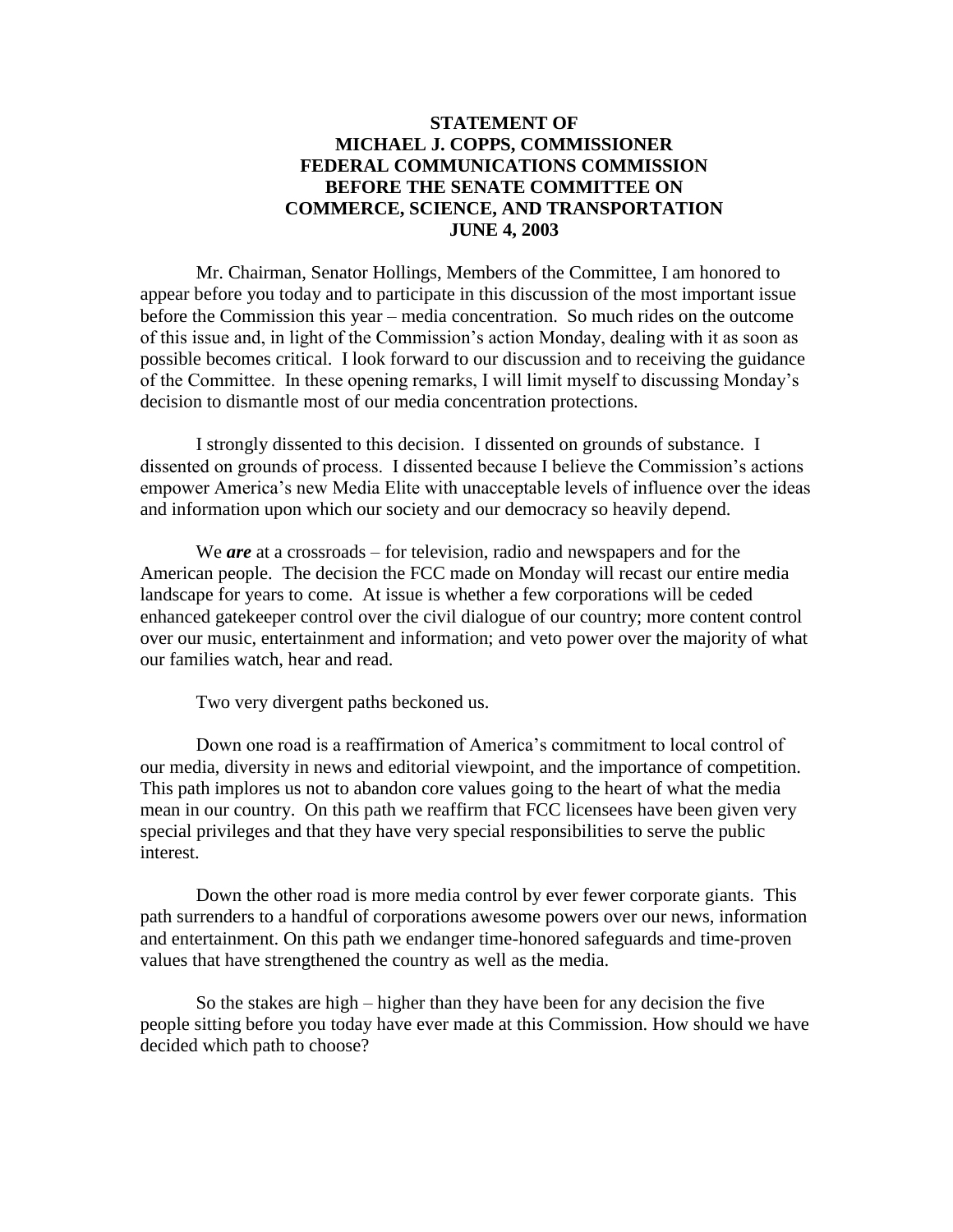# STATEMENT OF
# MICHAEL J. COPPS, COMMISSIONER
# FEDERAL COMMUNICATIONS COMMISSION
# BEFORE THE SENATE COMMITTEE ON
# COMMERCE, SCIENCE, AND TRANSPORTATION
# JUNE 4, 2003

Mr. Chairman, Senator Hollings, Members of the Committee, I am honored to appear before you today and to participate in this discussion of the most important issue before the Commission this year – media concentration. So much rides on the outcome of this issue and, in light of the Commission's action Monday, dealing with it as soon as possible becomes critical. I look forward to our discussion and to receiving the guidance of the Committee. In these opening remarks, I will limit myself to discussing Monday's decision to dismantle most of our media concentration protections.

I strongly dissented to this decision. I dissented on grounds of substance. I dissented on grounds of process. I dissented because I believe the Commission's actions empower America's new Media Elite with unacceptable levels of influence over the ideas and information upon which our society and our democracy so heavily depend.

We ***are*** at a crossroads – for television, radio and newspapers and for the American people. The decision the FCC made on Monday will recast our entire media landscape for years to come. At issue is whether a few corporations will be ceded enhanced gatekeeper control over the civil dialogue of our country; more content control over our music, entertainment and information; and veto power over the majority of what our families watch, hear and read.

Two very divergent paths beckoned us.

Down one road is a reaffirmation of America's commitment to local control of our media, diversity in news and editorial viewpoint, and the importance of competition. This path implores us not to abandon core values going to the heart of what the media mean in our country. On this path we reaffirm that FCC licensees have been given very special privileges and that they have very special responsibilities to serve the public interest.

Down the other road is more media control by ever fewer corporate giants. This path surrenders to a handful of corporations awesome powers over our news, information and entertainment. On this path we endanger time-honored safeguards and time-proven values that have strengthened the country as well as the media.

So the stakes are high – higher than they have been for any decision the five people sitting before you today have ever made at this Commission. How should we have decided which path to choose?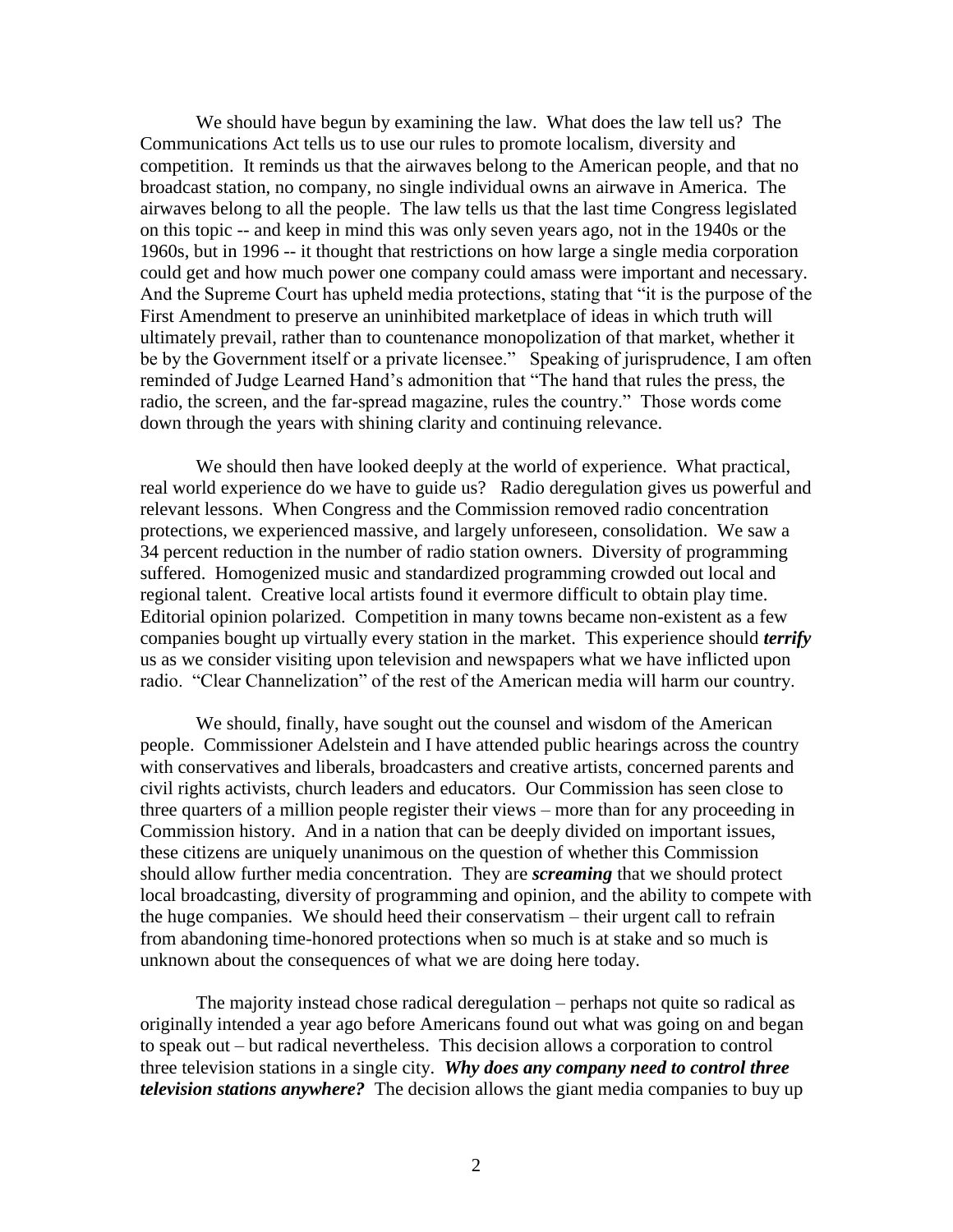We should have begun by examining the law. What does the law tell us? The Communications Act tells us to use our rules to promote localism, diversity and competition. It reminds us that the airwaves belong to the American people, and that no broadcast station, no company, no single individual owns an airwave in America. The airwaves belong to all the people. The law tells us that the last time Congress legislated on this topic -- and keep in mind this was only seven years ago, not in the 1940s or the 1960s, but in 1996 -- it thought that restrictions on how large a single media corporation could get and how much power one company could amass were important and necessary. And the Supreme Court has upheld media protections, stating that "it is the purpose of the First Amendment to preserve an uninhibited marketplace of ideas in which truth will ultimately prevail, rather than to countenance monopolization of that market, whether it be by the Government itself or a private licensee." Speaking of jurisprudence, I am often reminded of Judge Learned Hand's admonition that "The hand that rules the press, the radio, the screen, and the far-spread magazine, rules the country." Those words come down through the years with shining clarity and continuing relevance.

We should then have looked deeply at the world of experience. What practical, real world experience do we have to guide us? Radio deregulation gives us powerful and relevant lessons. When Congress and the Commission removed radio concentration protections, we experienced massive, and largely unforeseen, consolidation. We saw a 34 percent reduction in the number of radio station owners. Diversity of programming suffered. Homogenized music and standardized programming crowded out local and regional talent. Creative local artists found it evermore difficult to obtain play time. Editorial opinion polarized. Competition in many towns became non-existent as a few companies bought up virtually every station in the market. This experience should ***terrify*** us as we consider visiting upon television and newspapers what we have inflicted upon radio. "Clear Channelization" of the rest of the American media will harm our country.

We should, finally, have sought out the counsel and wisdom of the American people. Commissioner Adelstein and I have attended public hearings across the country with conservatives and liberals, broadcasters and creative artists, concerned parents and civil rights activists, church leaders and educators. Our Commission has seen close to three quarters of a million people register their views – more than for any proceeding in Commission history. And in a nation that can be deeply divided on important issues, these citizens are uniquely unanimous on the question of whether this Commission should allow further media concentration. They are ***screaming*** that we should protect local broadcasting, diversity of programming and opinion, and the ability to compete with the huge companies. We should heed their conservatism – their urgent call to refrain from abandoning time-honored protections when so much is at stake and so much is unknown about the consequences of what we are doing here today.

The majority instead chose radical deregulation – perhaps not quite so radical as originally intended a year ago before Americans found out what was going on and began to speak out – but radical nevertheless. This decision allows a corporation to control three television stations in a single city. ***Why does any company need to control three television stations anywhere?*** The decision allows the giant media companies to buy up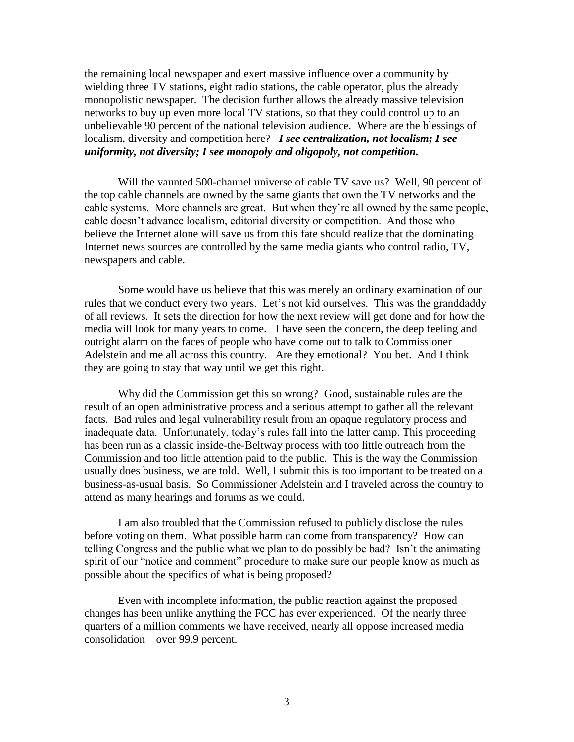the remaining local newspaper and exert massive influence over a community by wielding three TV stations, eight radio stations, the cable operator, plus the already monopolistic newspaper. The decision further allows the already massive television networks to buy up even more local TV stations, so that they could control up to an unbelievable 90 percent of the national television audience. Where are the blessings of localism, diversity and competition here? ***I see centralization, not localism; I see uniformity, not diversity; I see monopoly and oligopoly, not competition.***

Will the vaunted 500-channel universe of cable TV save us? Well, 90 percent of the top cable channels are owned by the same giants that own the TV networks and the cable systems. More channels are great. But when they're all owned by the same people, cable doesn't advance localism, editorial diversity or competition. And those who believe the Internet alone will save us from this fate should realize that the dominating Internet news sources are controlled by the same media giants who control radio, TV, newspapers and cable.

Some would have us believe that this was merely an ordinary examination of our rules that we conduct every two years. Let's not kid ourselves. This was the granddaddy of all reviews. It sets the direction for how the next review will get done and for how the media will look for many years to come. I have seen the concern, the deep feeling and outright alarm on the faces of people who have come out to talk to Commissioner Adelstein and me all across this country. Are they emotional? You bet. And I think they are going to stay that way until we get this right.

Why did the Commission get this so wrong? Good, sustainable rules are the result of an open administrative process and a serious attempt to gather all the relevant facts. Bad rules and legal vulnerability result from an opaque regulatory process and inadequate data. Unfortunately, today's rules fall into the latter camp. This proceeding has been run as a classic inside-the-Beltway process with too little outreach from the Commission and too little attention paid to the public. This is the way the Commission usually does business, we are told. Well, I submit this is too important to be treated on a business-as-usual basis. So Commissioner Adelstein and I traveled across the country to attend as many hearings and forums as we could.

I am also troubled that the Commission refused to publicly disclose the rules before voting on them. What possible harm can come from transparency? How can telling Congress and the public what we plan to do possibly be bad? Isn't the animating spirit of our "notice and comment" procedure to make sure our people know as much as possible about the specifics of what is being proposed?

Even with incomplete information, the public reaction against the proposed changes has been unlike anything the FCC has ever experienced. Of the nearly three quarters of a million comments we have received, nearly all oppose increased media consolidation – over 99.9 percent.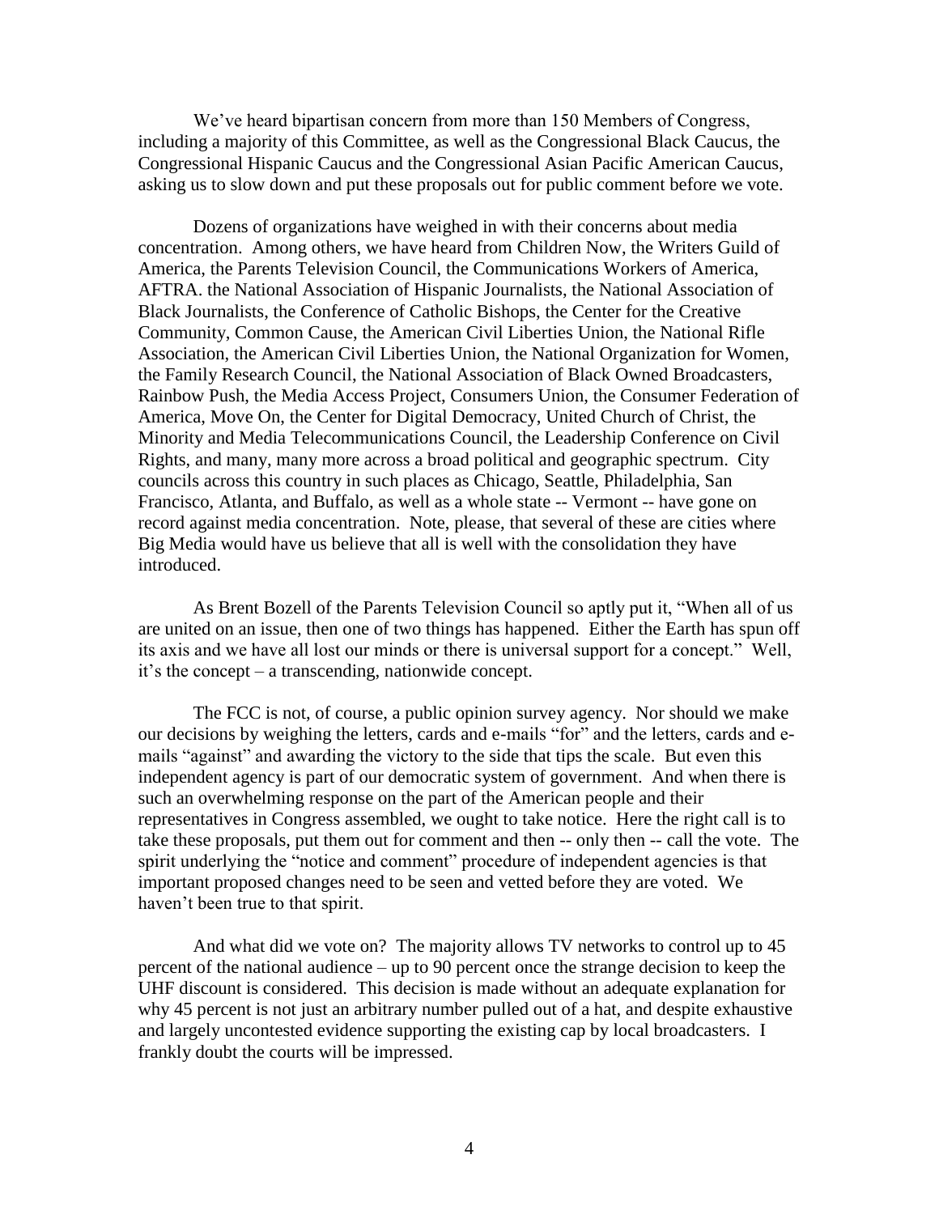We've heard bipartisan concern from more than 150 Members of Congress, including a majority of this Committee, as well as the Congressional Black Caucus, the Congressional Hispanic Caucus and the Congressional Asian Pacific American Caucus, asking us to slow down and put these proposals out for public comment before we vote.

Dozens of organizations have weighed in with their concerns about media concentration. Among others, we have heard from Children Now, the Writers Guild of America, the Parents Television Council, the Communications Workers of America, AFTRA. the National Association of Hispanic Journalists, the National Association of Black Journalists, the Conference of Catholic Bishops, the Center for the Creative Community, Common Cause, the American Civil Liberties Union, the National Rifle Association, the American Civil Liberties Union, the National Organization for Women, the Family Research Council, the National Association of Black Owned Broadcasters, Rainbow Push, the Media Access Project, Consumers Union, the Consumer Federation of America, Move On, the Center for Digital Democracy, United Church of Christ, the Minority and Media Telecommunications Council, the Leadership Conference on Civil Rights, and many, many more across a broad political and geographic spectrum. City councils across this country in such places as Chicago, Seattle, Philadelphia, San Francisco, Atlanta, and Buffalo, as well as a whole state -- Vermont -- have gone on record against media concentration. Note, please, that several of these are cities where Big Media would have us believe that all is well with the consolidation they have introduced.

As Brent Bozell of the Parents Television Council so aptly put it, "When all of us are united on an issue, then one of two things has happened. Either the Earth has spun off its axis and we have all lost our minds or there is universal support for a concept." Well, it's the concept – a transcending, nationwide concept.

The FCC is not, of course, a public opinion survey agency. Nor should we make our decisions by weighing the letters, cards and e-mails "for" and the letters, cards and e-mails "against" and awarding the victory to the side that tips the scale. But even this independent agency is part of our democratic system of government. And when there is such an overwhelming response on the part of the American people and their representatives in Congress assembled, we ought to take notice. Here the right call is to take these proposals, put them out for comment and then -- only then -- call the vote. The spirit underlying the "notice and comment" procedure of independent agencies is that important proposed changes need to be seen and vetted before they are voted. We haven't been true to that spirit.

And what did we vote on? The majority allows TV networks to control up to 45 percent of the national audience – up to 90 percent once the strange decision to keep the UHF discount is considered. This decision is made without an adequate explanation for why 45 percent is not just an arbitrary number pulled out of a hat, and despite exhaustive and largely uncontested evidence supporting the existing cap by local broadcasters. I frankly doubt the courts will be impressed.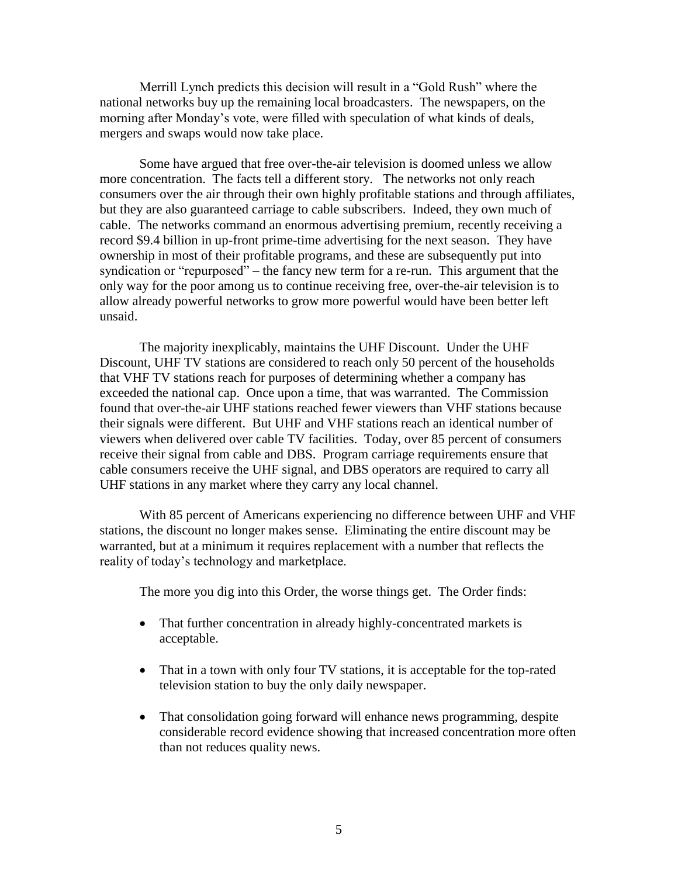Merrill Lynch predicts this decision will result in a "Gold Rush" where the national networks buy up the remaining local broadcasters. The newspapers, on the morning after Monday's vote, were filled with speculation of what kinds of deals, mergers and swaps would now take place.

Some have argued that free over-the-air television is doomed unless we allow more concentration. The facts tell a different story. The networks not only reach consumers over the air through their own highly profitable stations and through affiliates, but they are also guaranteed carriage to cable subscribers. Indeed, they own much of cable. The networks command an enormous advertising premium, recently receiving a record $9.4 billion in up-front prime-time advertising for the next season. They have ownership in most of their profitable programs, and these are subsequently put into syndication or "repurposed" – the fancy new term for a re-run. This argument that the only way for the poor among us to continue receiving free, over-the-air television is to allow already powerful networks to grow more powerful would have been better left unsaid.

The majority inexplicably, maintains the UHF Discount. Under the UHF Discount, UHF TV stations are considered to reach only 50 percent of the households that VHF TV stations reach for purposes of determining whether a company has exceeded the national cap. Once upon a time, that was warranted. The Commission found that over-the-air UHF stations reached fewer viewers than VHF stations because their signals were different. But UHF and VHF stations reach an identical number of viewers when delivered over cable TV facilities. Today, over 85 percent of consumers receive their signal from cable and DBS. Program carriage requirements ensure that cable consumers receive the UHF signal, and DBS operators are required to carry all UHF stations in any market where they carry any local channel.

With 85 percent of Americans experiencing no difference between UHF and VHF stations, the discount no longer makes sense. Eliminating the entire discount may be warranted, but at a minimum it requires replacement with a number that reflects the reality of today's technology and marketplace.

The more you dig into this Order, the worse things get. The Order finds:

- That further concentration in already highly-concentrated markets is acceptable.
- That in a town with only four TV stations, it is acceptable for the top-rated television station to buy the only daily newspaper.
- That consolidation going forward will enhance news programming, despite considerable record evidence showing that increased concentration more often than not reduces quality news.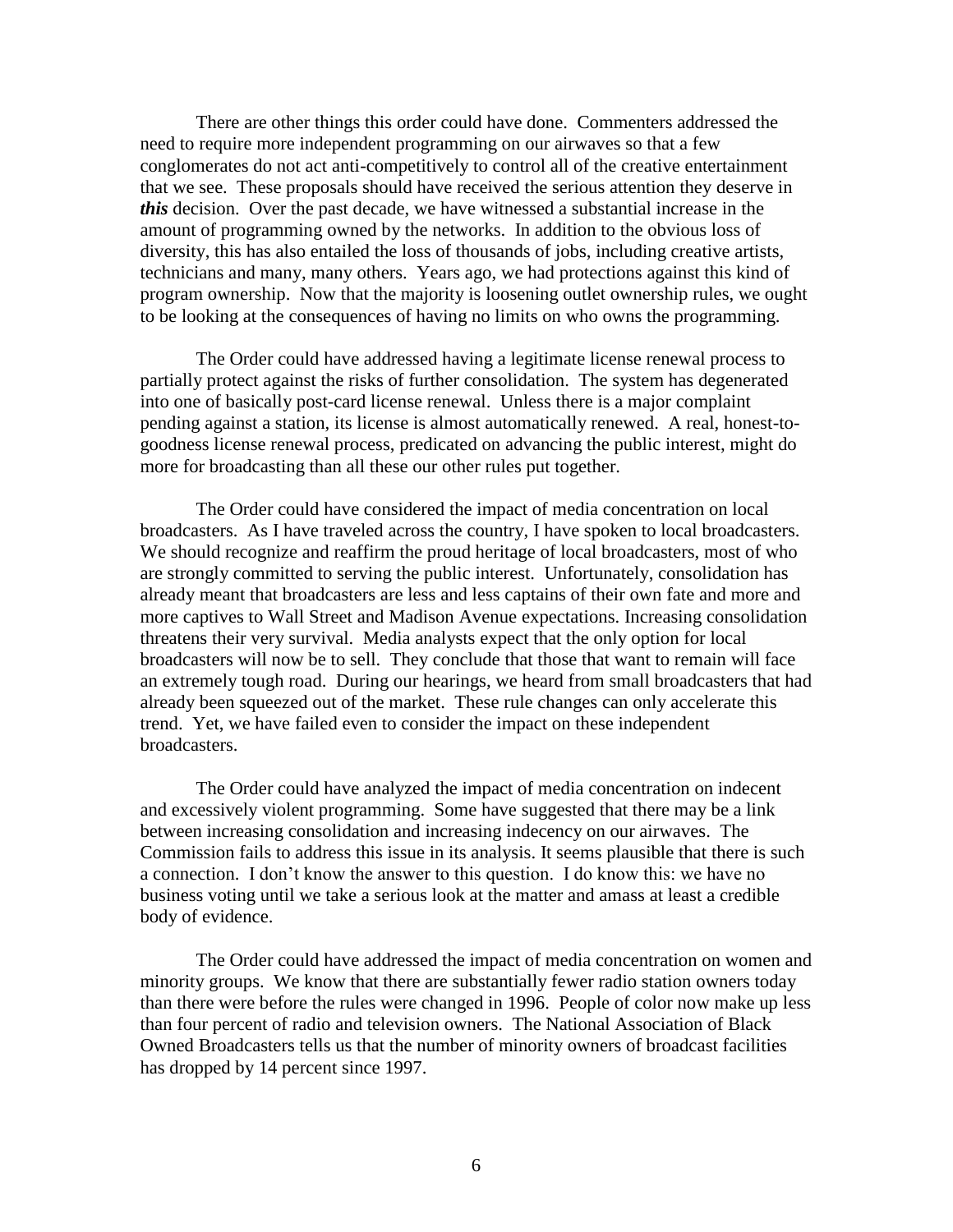There are other things this order could have done. Commenters addressed the need to require more independent programming on our airwaves so that a few conglomerates do not act anti-competitively to control all of the creative entertainment that we see. These proposals should have received the serious attention they deserve in ***this*** decision. Over the past decade, we have witnessed a substantial increase in the amount of programming owned by the networks. In addition to the obvious loss of diversity, this has also entailed the loss of thousands of jobs, including creative artists, technicians and many, many others. Years ago, we had protections against this kind of program ownership. Now that the majority is loosening outlet ownership rules, we ought to be looking at the consequences of having no limits on who owns the programming.

The Order could have addressed having a legitimate license renewal process to partially protect against the risks of further consolidation. The system has degenerated into one of basically post-card license renewal. Unless there is a major complaint pending against a station, its license is almost automatically renewed. A real, honest-to-goodness license renewal process, predicated on advancing the public interest, might do more for broadcasting than all these our other rules put together.

The Order could have considered the impact of media concentration on local broadcasters. As I have traveled across the country, I have spoken to local broadcasters. We should recognize and reaffirm the proud heritage of local broadcasters, most of who are strongly committed to serving the public interest. Unfortunately, consolidation has already meant that broadcasters are less and less captains of their own fate and more and more captives to Wall Street and Madison Avenue expectations. Increasing consolidation threatens their very survival. Media analysts expect that the only option for local broadcasters will now be to sell. They conclude that those that want to remain will face an extremely tough road. During our hearings, we heard from small broadcasters that had already been squeezed out of the market. These rule changes can only accelerate this trend. Yet, we have failed even to consider the impact on these independent broadcasters.

The Order could have analyzed the impact of media concentration on indecent and excessively violent programming. Some have suggested that there may be a link between increasing consolidation and increasing indecency on our airwaves. The Commission fails to address this issue in its analysis. It seems plausible that there is such a connection. I don't know the answer to this question. I do know this: we have no business voting until we take a serious look at the matter and amass at least a credible body of evidence.

The Order could have addressed the impact of media concentration on women and minority groups. We know that there are substantially fewer radio station owners today than there were before the rules were changed in 1996. People of color now make up less than four percent of radio and television owners. The National Association of Black Owned Broadcasters tells us that the number of minority owners of broadcast facilities has dropped by 14 percent since 1997.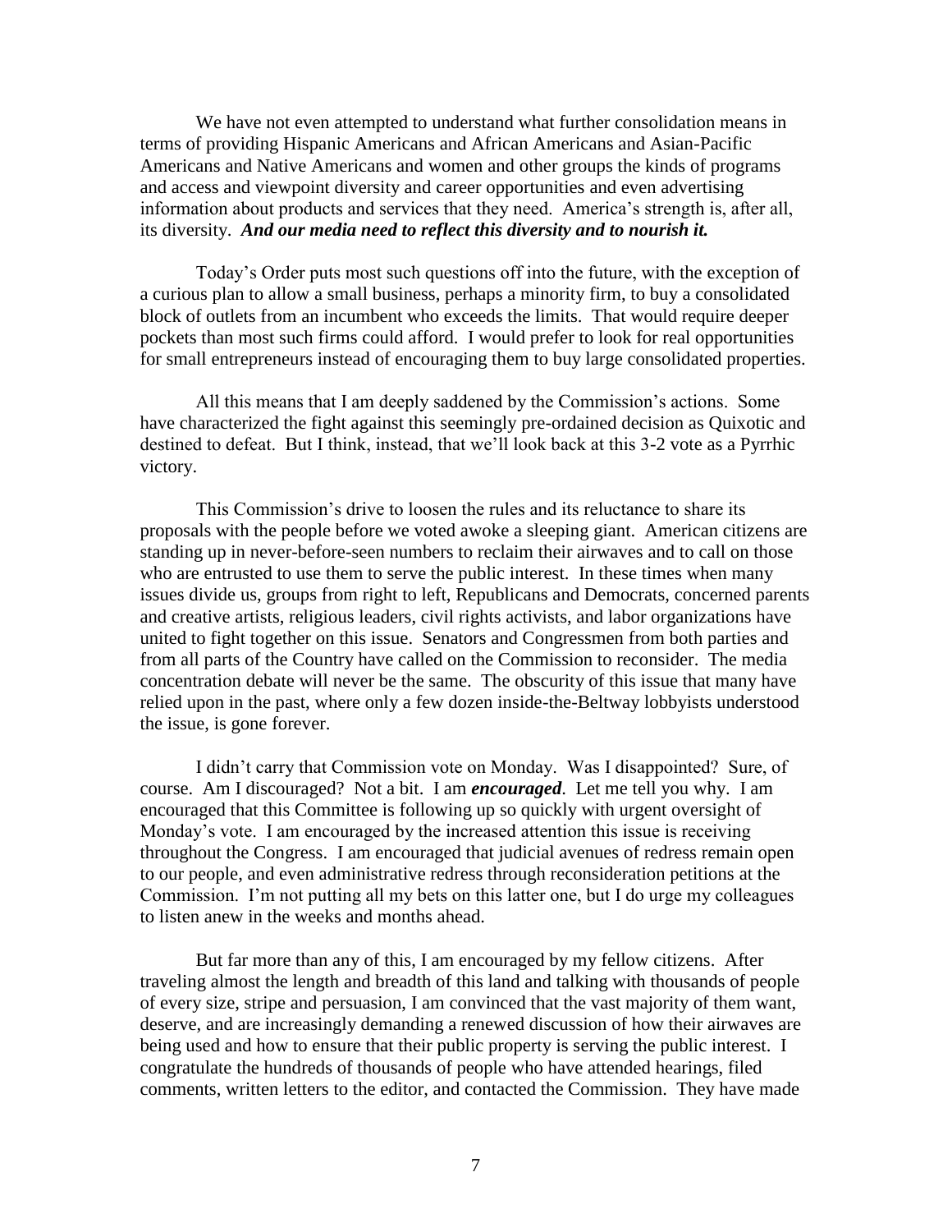We have not even attempted to understand what further consolidation means in terms of providing Hispanic Americans and African Americans and Asian-Pacific Americans and Native Americans and women and other groups the kinds of programs and access and viewpoint diversity and career opportunities and even advertising information about products and services that they need. America's strength is, after all, its diversity. ***And our media need to reflect this diversity and to nourish it.***

Today's Order puts most such questions off into the future, with the exception of a curious plan to allow a small business, perhaps a minority firm, to buy a consolidated block of outlets from an incumbent who exceeds the limits. That would require deeper pockets than most such firms could afford. I would prefer to look for real opportunities for small entrepreneurs instead of encouraging them to buy large consolidated properties.

All this means that I am deeply saddened by the Commission's actions. Some have characterized the fight against this seemingly pre-ordained decision as Quixotic and destined to defeat. But I think, instead, that we'll look back at this 3-2 vote as a Pyrrhic victory.

This Commission's drive to loosen the rules and its reluctance to share its proposals with the people before we voted awoke a sleeping giant. American citizens are standing up in never-before-seen numbers to reclaim their airwaves and to call on those who are entrusted to use them to serve the public interest. In these times when many issues divide us, groups from right to left, Republicans and Democrats, concerned parents and creative artists, religious leaders, civil rights activists, and labor organizations have united to fight together on this issue. Senators and Congressmen from both parties and from all parts of the Country have called on the Commission to reconsider. The media concentration debate will never be the same. The obscurity of this issue that many have relied upon in the past, where only a few dozen inside-the-Beltway lobbyists understood the issue, is gone forever.

I didn't carry that Commission vote on Monday. Was I disappointed? Sure, of course. Am I discouraged? Not a bit. I am ***encouraged***. Let me tell you why. I am encouraged that this Committee is following up so quickly with urgent oversight of Monday's vote. I am encouraged by the increased attention this issue is receiving throughout the Congress. I am encouraged that judicial avenues of redress remain open to our people, and even administrative redress through reconsideration petitions at the Commission. I'm not putting all my bets on this latter one, but I do urge my colleagues to listen anew in the weeks and months ahead.

But far more than any of this, I am encouraged by my fellow citizens. After traveling almost the length and breadth of this land and talking with thousands of people of every size, stripe and persuasion, I am convinced that the vast majority of them want, deserve, and are increasingly demanding a renewed discussion of how their airwaves are being used and how to ensure that their public property is serving the public interest. I congratulate the hundreds of thousands of people who have attended hearings, filed comments, written letters to the editor, and contacted the Commission. They have made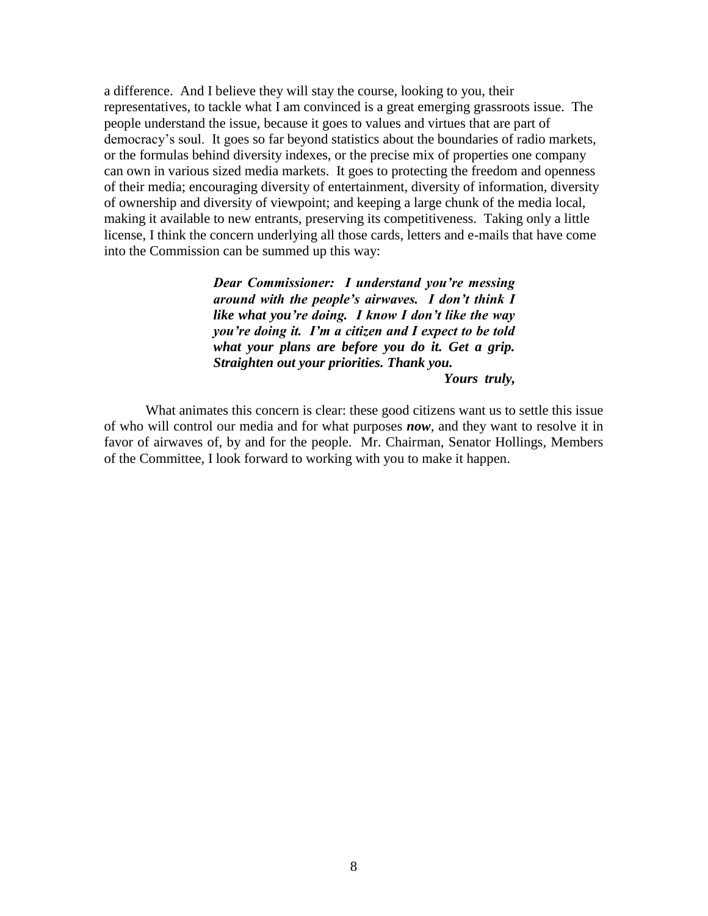a difference. And I believe they will stay the course, looking to you, their representatives, to tackle what I am convinced is a great emerging grassroots issue. The people understand the issue, because it goes to values and virtues that are part of democracy's soul. It goes so far beyond statistics about the boundaries of radio markets, or the formulas behind diversity indexes, or the precise mix of properties one company can own in various sized media markets. It goes to protecting the freedom and openness of their media; encouraging diversity of entertainment, diversity of information, diversity of ownership and diversity of viewpoint; and keeping a large chunk of the media local, making it available to new entrants, preserving its competitiveness. Taking only a little license, I think the concern underlying all those cards, letters and e-mails that have come into the Commission can be summed up this way:

> ***Dear Commissioner: I understand you're messing around with the people's airwaves. I don't think I like what you're doing. I know I don't like the way you're doing it. I'm a citizen and I expect to be told what your plans are before you do it. Get a grip. Straighten out your priorities. Thank you.***
>
> ***Yours truly,***

What animates this concern is clear: these good citizens want us to settle this issue of who will control our media and for what purposes ***now***, and they want to resolve it in favor of airwaves of, by and for the people. Mr. Chairman, Senator Hollings, Members of the Committee, I look forward to working with you to make it happen.